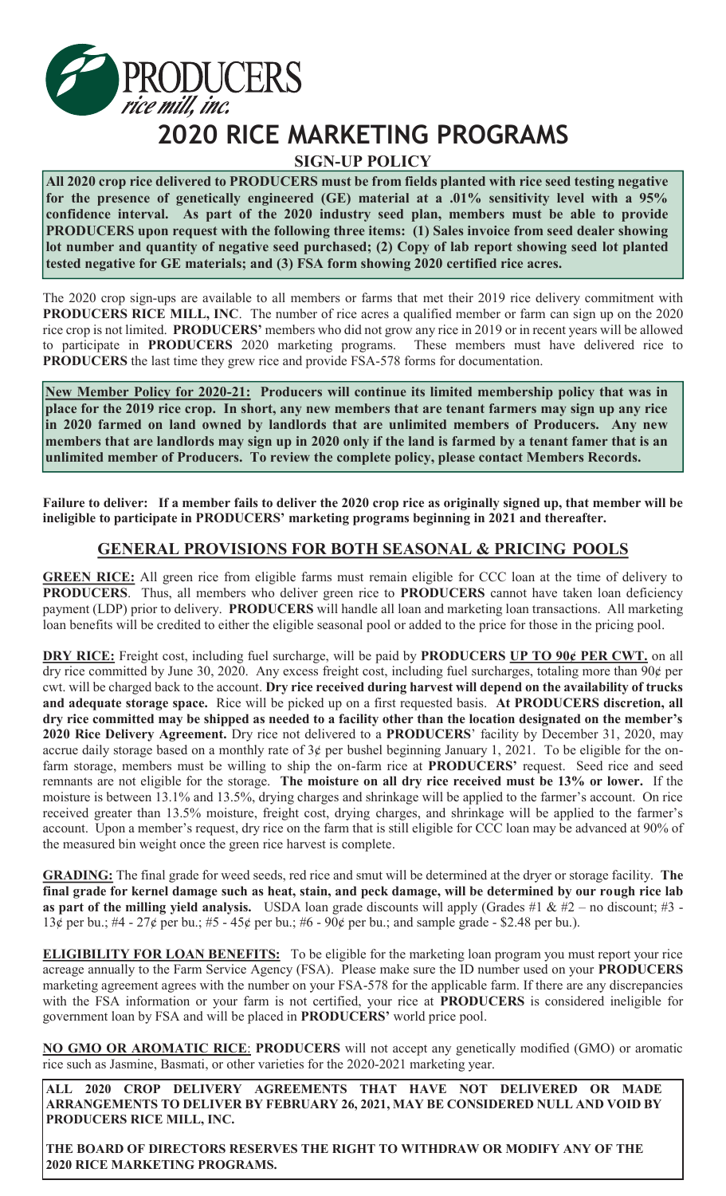PRODUCERS *rice mill, inc.*

# 2020 RICE MARKETING PROGRAMS

## SIGN-UP POLICY

**All 2020 crop rice delivered to PRODUCERS must be from fields planted with rice seed testing negative for the presence of genetically engineered (GE) material at a .01% sensitivity level with a 95% confidence interval. As part of the 2020 industry seed plan, members must be able to provide PRODUCERS upon request with the following three items: (1) Sales invoice from seed dealer showing lot number and quantity of negative seed purchased; (2) Copy of lab report showing seed lot planted tested negative for GE materials; and (3) FSA form showing 2020 certified rice acres.**

The 2020 crop sign-ups are available to all members or farms that met their 2019 rice delivery commitment with **PRODUCERS RICE MILL, INC**. The number of rice acres a qualified member or farm can sign up on the 2020 rice crop is not limited. **PRODUCERS'** members who did not grow any rice in 2019 or in recent years will be allowed to participate in **PRODUCERS** 2020 marketing programs. These members must have delivered rice to **PRODUCERS** the last time they grew rice and provide FSA-578 forms for documentation.

**New Member Policy for 2020-21: Producers will continue its limited membership policy that was in place for the 2019 rice crop. In short, any new members that are tenant farmers may sign up any rice in 2020 farmed on land owned by landlords that are unlimited members of Producers. Any new members that are landlords may sign up in 2020 only if the land is farmed by a tenant famer that is an unlimited member of Producers. To review the complete policy, please contact Members Records.**

**Failure to deliver: If a member fails to deliver the 2020 crop rice as originally signed up, that member will be ineligible to participate in PRODUCERS' marketing programs beginning in 2021 and thereafter.**

## GENERAL PROVISIONS FOR BOTH SEASONAL & PRICING POOLS

**GREEN RICE:** All green rice from eligible farms must remain eligible for CCC loan at the time of delivery to **PRODUCERS**. Thus, all members who deliver green rice to **PRODUCERS** cannot have taken loan deficiency payment (LDP) prior to delivery. **PRODUCERS** will handle all loan and marketing loan transactions. All marketing loan benefits will be credited to either the eligible seasonal pool or added to the price for those in the pricing pool.

**DRY RICE:** Freight cost, including fuel surcharge, will be paid by **PRODUCERS UP TO 90¢ PER CWT.** on all dry rice committed by June 30, 2020. Any excess freight cost, including fuel surcharges, totaling more than 90¢ per cwt. will be charged back to the account. **Dry rice received during harvest will depend on the availability of trucks and adequate storage space.** Rice will be picked up on a first requested basis. **At PRODUCERS discretion, all dry rice committed may be shipped as needed to a facility other than the location designated on the member's 2020 Rice Delivery Agreement.** Dry rice not delivered to a **PRODUCERS**' facility by December 31, 2020, may accrue daily storage based on a monthly rate of 3¢ per bushel beginning January 1, 2021. To be eligible for the on-farm storage, members must be willing to ship the on-farm rice at **PRODUCERS'** request. Seed rice and seed remnants are not eligible for the storage. **The moisture on all dry rice received must be 13% or lower.** If the moisture is between 13.1% and 13.5%, drying charges and shrinkage will be applied to the farmer's account. On rice received greater than 13.5% moisture, freight cost, drying charges, and shrinkage will be applied to the farmer's account. Upon a member's request, dry rice on the farm that is still eligible for CCC loan may be advanced at 90% of the measured bin weight once the green rice harvest is complete.

**GRADING:** The final grade for weed seeds, red rice and smut will be determined at the dryer or storage facility. **The final grade for kernel damage such as heat, stain, and peck damage, will be determined by our rough rice lab as part of the milling yield analysis.** USDA loan grade discounts will apply (Grades #1 & #2 – no discount; #3 - 13¢ per bu.; #4 - 27¢ per bu.; #5 - 45¢ per bu.; #6 - 90¢ per bu.; and sample grade - $2.48 per bu.).

**ELIGIBILITY FOR LOAN BENEFITS:** To be eligible for the marketing loan program you must report your rice acreage annually to the Farm Service Agency (FSA). Please make sure the ID number used on your **PRODUCERS** marketing agreement agrees with the number on your FSA-578 for the applicable farm. If there are any discrepancies with the FSA information or your farm is not certified, your rice at **PRODUCERS** is considered ineligible for government loan by FSA and will be placed in **PRODUCERS'** world price pool.

**NO GMO OR AROMATIC RICE**: **PRODUCERS** will not accept any genetically modified (GMO) or aromatic rice such as Jasmine, Basmati, or other varieties for the 2020-2021 marketing year.

**ALL 2020 CROP DELIVERY AGREEMENTS THAT HAVE NOT DELIVERED OR MADE ARRANGEMENTS TO DELIVER BY FEBRUARY 26, 2021, MAY BE CONSIDERED NULL AND VOID BY PRODUCERS RICE MILL, INC.**

**THE BOARD OF DIRECTORS RESERVES THE RIGHT TO WITHDRAW OR MODIFY ANY OF THE 2020 RICE MARKETING PROGRAMS.**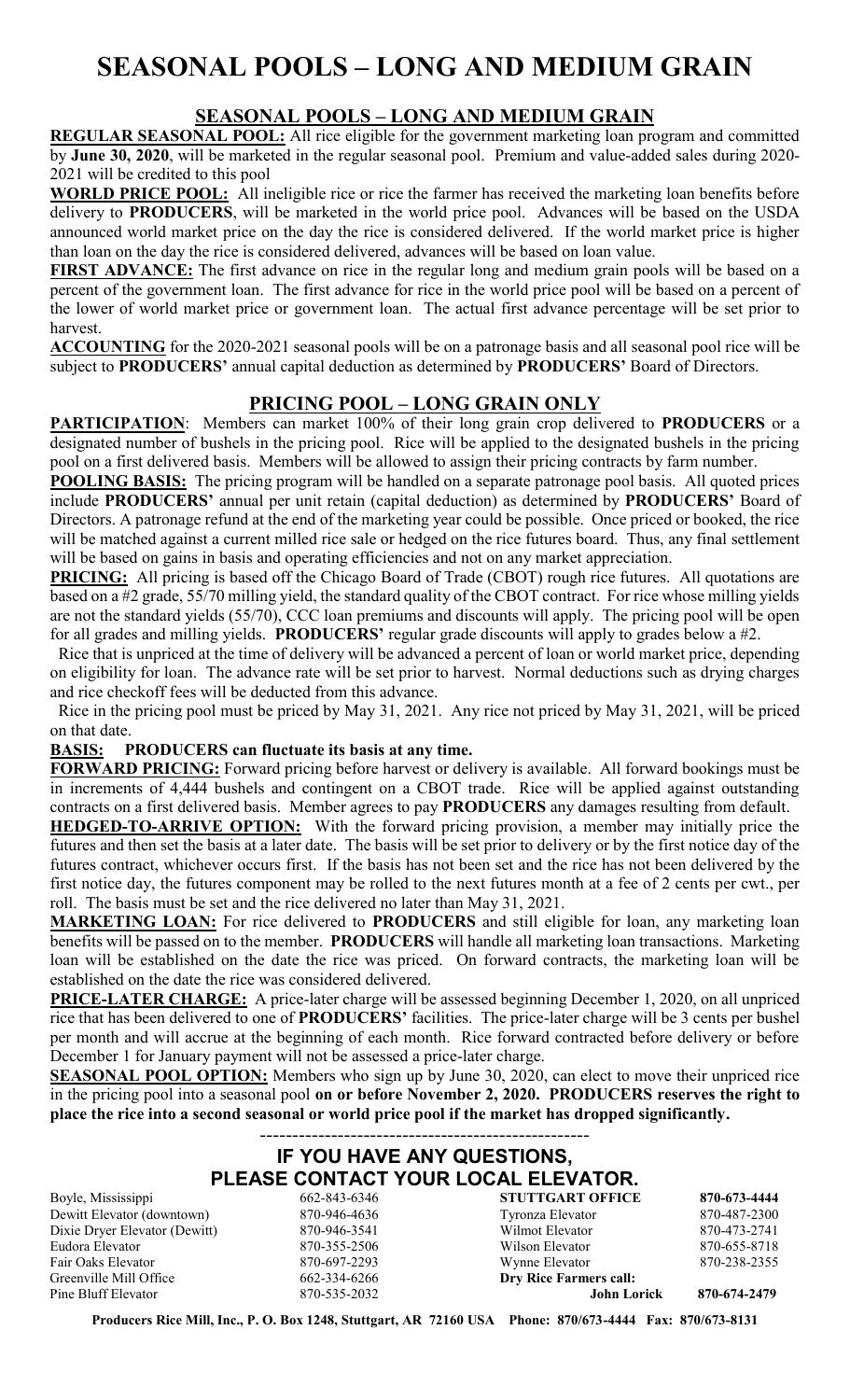# SEASONAL POOLS – LONG AND MEDIUM GRAIN

## SEASONAL POOLS – LONG AND MEDIUM GRAIN

**REGULAR SEASONAL POOL:** All rice eligible for the government marketing loan program and committed by **June 30, 2020**, will be marketed in the regular seasonal pool. Premium and value-added sales during 2020-2021 will be credited to this pool

**WORLD PRICE POOL:** All ineligible rice or rice the farmer has received the marketing loan benefits before delivery to **PRODUCERS**, will be marketed in the world price pool. Advances will be based on the USDA announced world market price on the day the rice is considered delivered. If the world market price is higher than loan on the day the rice is considered delivered, advances will be based on loan value.

**FIRST ADVANCE:** The first advance on rice in the regular long and medium grain pools will be based on a percent of the government loan. The first advance for rice in the world price pool will be based on a percent of the lower of world market price or government loan. The actual first advance percentage will be set prior to harvest.

**ACCOUNTING** for the 2020-2021 seasonal pools will be on a patronage basis and all seasonal pool rice will be subject to **PRODUCERS'** annual capital deduction as determined by **PRODUCERS'** Board of Directors.

## PRICING POOL – LONG GRAIN ONLY

**PARTICIPATION**: Members can market 100% of their long grain crop delivered to **PRODUCERS** or a designated number of bushels in the pricing pool. Rice will be applied to the designated bushels in the pricing pool on a first delivered basis. Members will be allowed to assign their pricing contracts by farm number.

**POOLING BASIS:** The pricing program will be handled on a separate patronage pool basis. All quoted prices include **PRODUCERS'** annual per unit retain (capital deduction) as determined by **PRODUCERS'** Board of Directors. A patronage refund at the end of the marketing year could be possible. Once priced or booked, the rice will be matched against a current milled rice sale or hedged on the rice futures board. Thus, any final settlement will be based on gains in basis and operating efficiencies and not on any market appreciation.

**PRICING:** All pricing is based off the Chicago Board of Trade (CBOT) rough rice futures. All quotations are based on a #2 grade, 55/70 milling yield, the standard quality of the CBOT contract. For rice whose milling yields are not the standard yields (55/70), CCC loan premiums and discounts will apply. The pricing pool will be open for all grades and milling yields. **PRODUCERS'** regular grade discounts will apply to grades below a #2.

Rice that is unpriced at the time of delivery will be advanced a percent of loan or world market price, depending on eligibility for loan. The advance rate will be set prior to harvest. Normal deductions such as drying charges and rice checkoff fees will be deducted from this advance.

Rice in the pricing pool must be priced by May 31, 2021. Any rice not priced by May 31, 2021, will be priced on that date.

**BASIS: PRODUCERS can fluctuate its basis at any time.**

**FORWARD PRICING:** Forward pricing before harvest or delivery is available. All forward bookings must be in increments of 4,444 bushels and contingent on a CBOT trade. Rice will be applied against outstanding contracts on a first delivered basis. Member agrees to pay **PRODUCERS** any damages resulting from default.

**HEDGED-TO-ARRIVE OPTION:** With the forward pricing provision, a member may initially price the futures and then set the basis at a later date. The basis will be set prior to delivery or by the first notice day of the futures contract, whichever occurs first. If the basis has not been set and the rice has not been delivered by the first notice day, the futures component may be rolled to the next futures month at a fee of 2 cents per cwt., per roll. The basis must be set and the rice delivered no later than May 31, 2021.

**MARKETING LOAN:** For rice delivered to **PRODUCERS** and still eligible for loan, any marketing loan benefits will be passed on to the member. **PRODUCERS** will handle all marketing loan transactions. Marketing loan will be established on the date the rice was priced. On forward contracts, the marketing loan will be established on the date the rice was considered delivered.

**PRICE-LATER CHARGE:** A price-later charge will be assessed beginning December 1, 2020, on all unpriced rice that has been delivered to one of **PRODUCERS'** facilities. The price-later charge will be 3 cents per bushel per month and will accrue at the beginning of each month. Rice forward contracted before delivery or before December 1 for January payment will not be assessed a price-later charge.

**SEASONAL POOL OPTION:** Members who sign up by June 30, 2020, can elect to move their unpriced rice in the pricing pool into a seasonal pool **on or before November 2, 2020. PRODUCERS reserves the right to place the rice into a second seasonal or world price pool if the market has dropped significantly.**

---

## IF YOU HAVE ANY QUESTIONS, PLEASE CONTACT YOUR LOCAL ELEVATOR.

| | | | |
|---|---|---|---|
| Boyle, Mississippi | 662-843-6346 | **STUTTGART OFFICE** | **870-673-4444** |
| Dewitt Elevator (downtown) | 870-946-4636 | Tyronza Elevator | 870-487-2300 |
| Dixie Dryer Elevator (Dewitt) | 870-946-3541 | Wilmot Elevator | 870-473-2741 |
| Eudora Elevator | 870-355-2506 | Wilson Elevator | 870-655-8718 |
| Fair Oaks Elevator | 870-697-2293 | Wynne Elevator | 870-238-2355 |
| Greenville Mill Office | 662-334-6266 | **Dry Rice Farmers call:** | |
| Pine Bluff Elevator | 870-535-2032 | **John Lorick** | **870-674-2479** |

**Producers Rice Mill, Inc., P. O. Box 1248, Stuttgart, AR 72160 USA Phone: 870/673-4444 Fax: 870/673-8131**